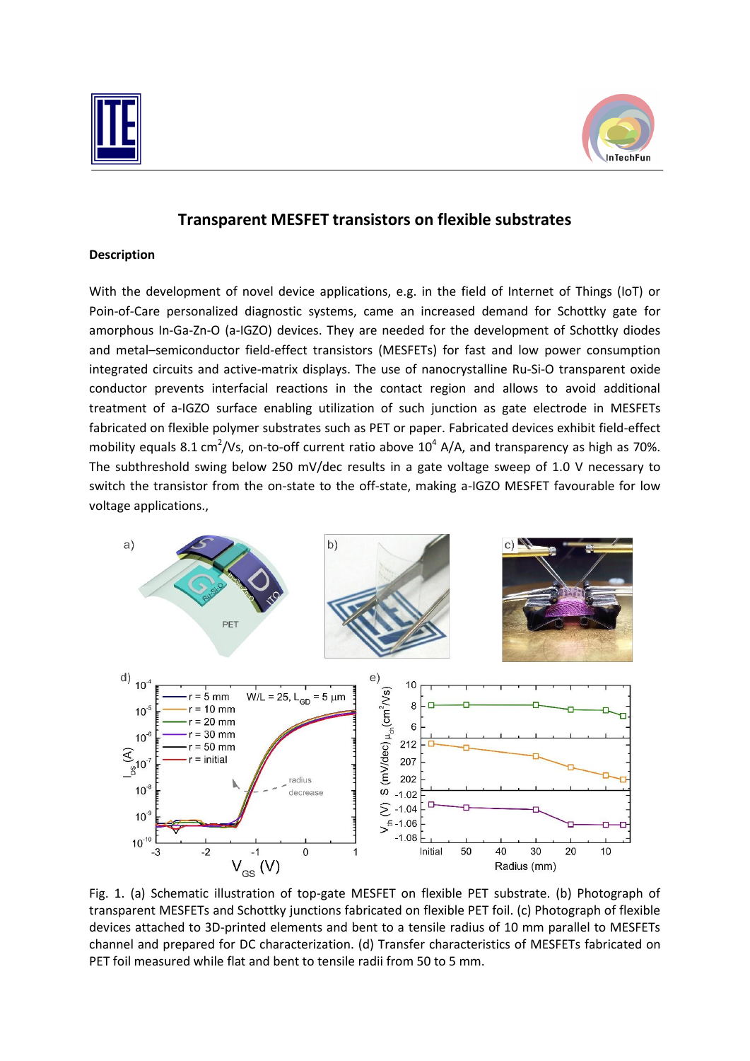# Transparent MESFET transistors on flexible substrates

**Description**

With the development of novel device applications, e.g. in the field of Internet of Things (IoT) or Poin-of-Care personalized diagnostic systems, came an increased demand for Schottky gate for amorphous In-Ga-Zn-O (a-IGZO) devices. They are needed for the development of Schottky diodes and metal–semiconductor field-effect transistors (MESFETs) for fast and low power consumption integrated circuits and active-matrix displays. The use of nanocrystalline Ru-Si-O transparent oxide conductor prevents interfacial reactions in the contact region and allows to avoid additional treatment of a-IGZO surface enabling utilization of such junction as gate electrode in MESFETs fabricated on flexible polymer substrates such as PET or paper. Fabricated devices exhibit field-effect mobility equals 8.1 $cm^2/Vs$, on-to-off current ratio above $10^4$ A/A, and transparency as high as 70%. The subthreshold swing below 250 mV/dec results in a gate voltage sweep of 1.0 V necessary to switch the transistor from the on-state to the off-state, making a-IGZO MESFET favourable for low voltage applications.,

Fig. 1. (a) Schematic illustration of top-gate MESFET on flexible PET substrate. (b) Photograph of transparent MESFETs and Schottky junctions fabricated on flexible PET foil. (c) Photograph of flexible devices attached to 3D-printed elements and bent to a tensile radius of 10 mm parallel to MESFETs channel and prepared for DC characterization. (d) Transfer characteristics of MESFETs fabricated on PET foil measured while flat and bent to tensile radii from 50 to 5 mm.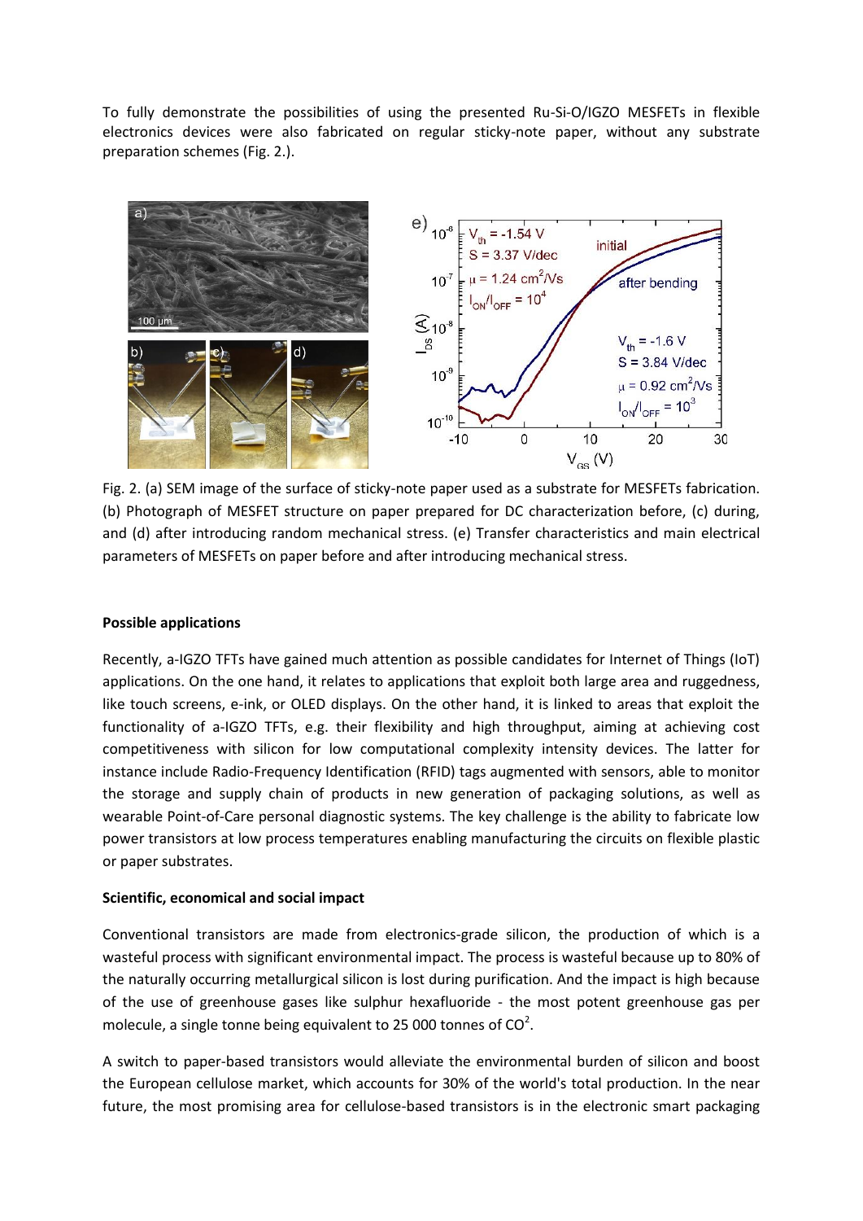To fully demonstrate the possibilities of using the presented Ru-Si-O/IGZO MESFETs in flexible electronics devices were also fabricated on regular sticky-note paper, without any substrate preparation schemes (Fig. 2.).

Fig. 2. (a) SEM image of the surface of sticky-note paper used as a substrate for MESFETs fabrication. (b) Photograph of MESFET structure on paper prepared for DC characterization before, (c) during, and (d) after introducing random mechanical stress. (e) Transfer characteristics and main electrical parameters of MESFETs on paper before and after introducing mechanical stress.

**Possible applications**

Recently, a-IGZO TFTs have gained much attention as possible candidates for Internet of Things (IoT) applications. On the one hand, it relates to applications that exploit both large area and ruggedness, like touch screens, e-ink, or OLED displays. On the other hand, it is linked to areas that exploit the functionality of a-IGZO TFTs, e.g. their flexibility and high throughput, aiming at achieving cost competitiveness with silicon for low computational complexity intensity devices. The latter for instance include Radio-Frequency Identification (RFID) tags augmented with sensors, able to monitor the storage and supply chain of products in new generation of packaging solutions, as well as wearable Point-of-Care personal diagnostic systems. The key challenge is the ability to fabricate low power transistors at low process temperatures enabling manufacturing the circuits on flexible plastic or paper substrates.

**Scientific, economical and social impact**

Conventional transistors are made from electronics-grade silicon, the production of which is a wasteful process with significant environmental impact. The process is wasteful because up to 80% of the naturally occurring metallurgical silicon is lost during purification. And the impact is high because of the use of greenhouse gases like sulphur hexafluoride - the most potent greenhouse gas per molecule, a single tonne being equivalent to 25 000 tonnes of $CO^2$.

A switch to paper-based transistors would alleviate the environmental burden of silicon and boost the European cellulose market, which accounts for 30% of the world's total production. In the near future, the most promising area for cellulose-based transistors is in the electronic smart packaging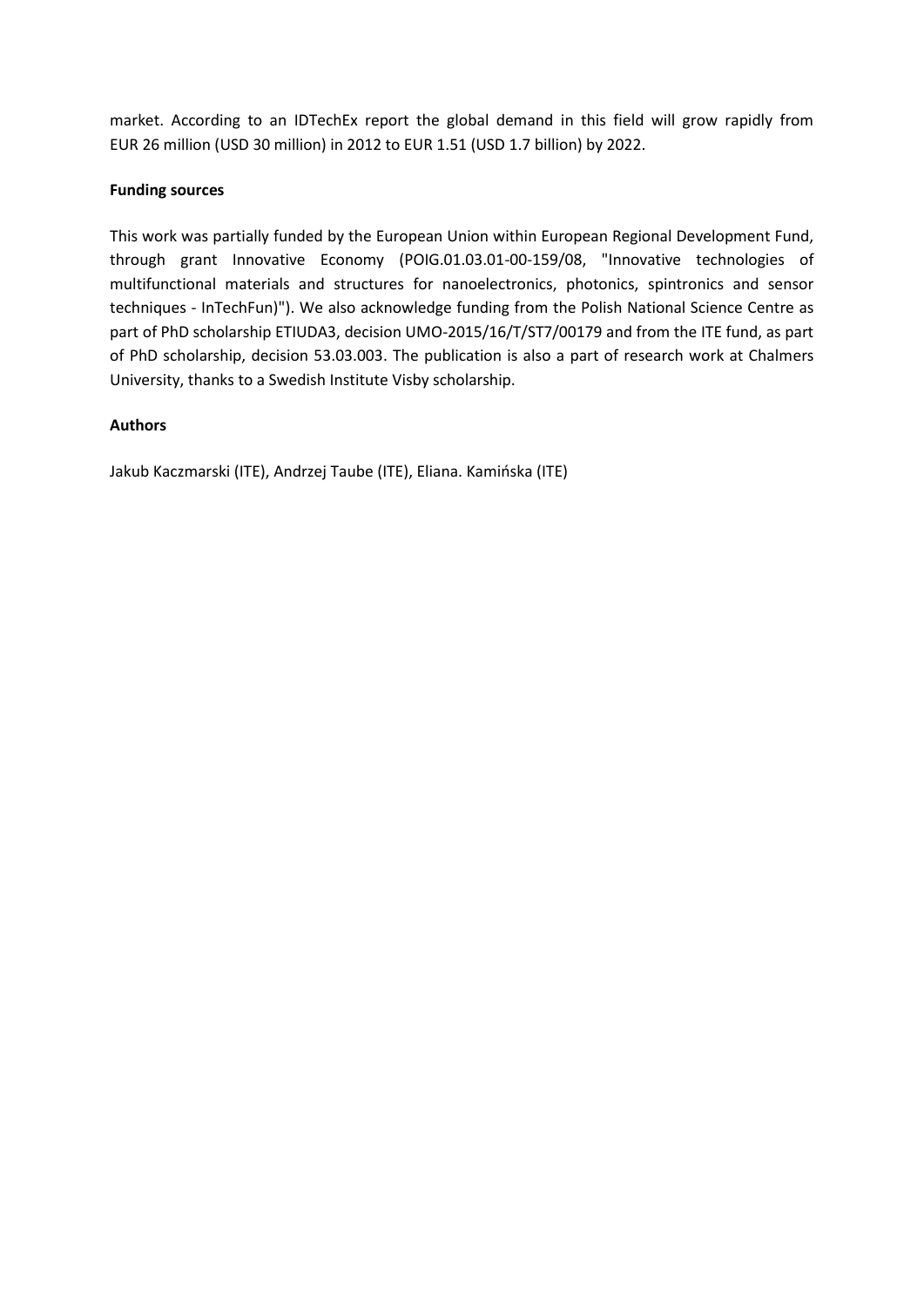market. According to an IDTechEx report the global demand in this field will grow rapidly from EUR 26 million (USD 30 million) in 2012 to EUR 1.51 (USD 1.7 billion) by 2022.

**Funding sources**

This work was partially funded by the European Union within European Regional Development Fund, through grant Innovative Economy (POIG.01.03.01-00-159/08, "Innovative technologies of multifunctional materials and structures for nanoelectronics, photonics, spintronics and sensor techniques - InTechFun)"). We also acknowledge funding from the Polish National Science Centre as part of PhD scholarship ETIUDA3, decision UMO-2015/16/T/ST7/00179 and from the ITE fund, as part of PhD scholarship, decision 53.03.003. The publication is also a part of research work at Chalmers University, thanks to a Swedish Institute Visby scholarship.

**Authors**

Jakub Kaczmarski (ITE), Andrzej Taube (ITE), Eliana. Kamińska (ITE)